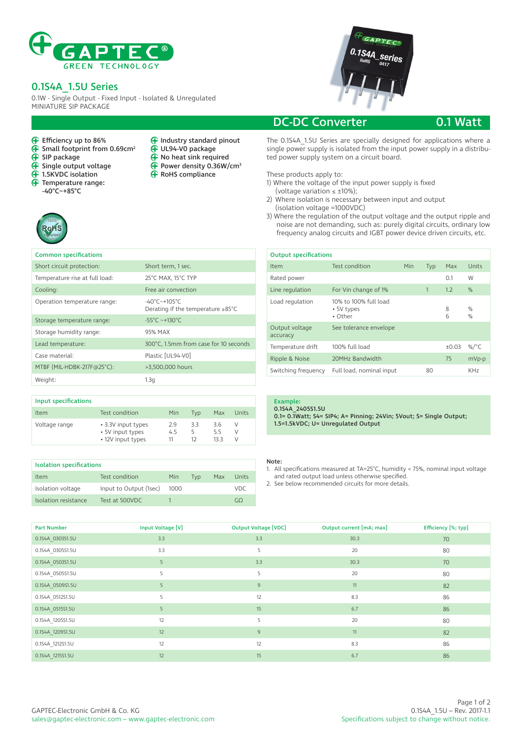# 0.1S4A_1.5U Series

0.1W - Single Output - Fixed Input - Isolated & Unregulated
MINIATURE SIP PACKAGE

## DC-DC Converter — 0.1 Watt

- Efficiency up to 86%
- Small footprint from 0.69cm²
- SIP package
- Single output voltage
- 1.5KVDC isolation
- Temperature range: -40°C~+85°C
- Industry standard pinout
- UL94-V0 package
- No heat sink required
- Power density 0.36W/cm³
- RoHS compliance

The 0.1S4A_1.5U Series are specially designed for applications where a single power supply is isolated from the input power supply in a distributed power supply system on a circuit board.

These products apply to:

1) Where the voltage of the input power supply is fixed (voltage variation ≤ ±10%);
2) Where isolation is necessary between input and output (isolation voltage =1000VDC)
3) Where the regulation of the output voltage and the output ripple and noise are not demanding, such as: purely digital circuits, ordinary low frequency analog circuits and IGBT power device driven circuits, etc.

| Common specifications | |
|---|---|
| Short circuit protection: | Short term, 1 sec. |
| Temperature rise at full load: | 25°C MAX, 15°C TYP |
| Cooling: | Free air convection |
| Operation temperature range: | -40°C~+105°C<br>Derating if the temperature ≥85°C |
| Storage temperature range: | -55°C ~+130°C |
| Storage humidity range: | 95% MAX |
| Lead temperature: | 300°C, 1.5mm from case for 10 seconds |
| Case material: | Plastic [UL94-V0] |
| MTBF (MIL-HDBK-217F@25°C): | >3,500,000 hours |
| Weight: | 1.3g |

| Output specifications | | | | | |
|---|---|---|---|---|---|
| Item | Test condition | Min | Typ | Max | Units |
| Rated power | | | | 0.1 | W |
| Line regulation | For Vin change of 1% | | 1 | 1.2 | % |
| Load regulation | 10% to 100% full load<br>• 5V types<br>• Other | | | <br>8<br>6 | <br>%<br>% |
| Output voltage accuracy | See tolerance envelope | | | | |
| Temperature drift | 100% full load | | | ±0.03 | %/°C |
| Ripple & Noise | 20MHz Bandwidth | | | 75 | mVp-p |
| Switching frequency | Full load, nominal input | | 80 | | KHz |

| Input specifications | | | | | |
|---|---|---|---|---|---|
| Item | Test condition | Min | Typ | Max | Units |
| Voltage range | • 3.3V input types<br>• 5V input types<br>• 12V input types | 2.9<br>4.5<br>11 | 3.3<br>5<br>12 | 3.6<br>5.5<br>13.3 | V<br>V<br>V |

**Example:**
**0.1S4A_2405S1.5U**
**0.1= 0.1Watt; S4= SIP4; A= Pinning; 24Vin; 5Vout; S= Single Output; 1.5=1.5kVDC; U= Unregulated Output**

| Isolation specifications | | | | | |
|---|---|---|---|---|---|
| Item | Test condition | Min | Typ | Max | Units |
| Isolation voltage | Input to Output (1sec) | 1000 | | | VDC |
| Isolation resistance | Test at 500VDC | 1 | | | GΩ |

**Note:**

1. All specifications measured at TA=25°C, humidity < 75%, nominal input voltage and rated output load unless otherwise specified.
2. See below recommended circuits for more details.

| Part Number | Input Voltage [V] | Output Voltage [VDC] | Output current [mA; max] | Efficiency [%; typ] |
|---|---|---|---|---|
| 0.1S4A_0303S1.5U | 3.3 | 3.3 | 30.3 | 70 |
| 0.1S4A_0305S1.5U | 3.3 | 5 | 20 | 80 |
| 0.1S4A_0503S1.5U | 5 | 3.3 | 30.3 | 70 |
| 0.1S4A_0505S1.5U | 5 | 5 | 20 | 80 |
| 0.1S4A_0509S1.5U | 5 | 9 | 11 | 82 |
| 0.1S4A_0512S1.5U | 5 | 12 | 8.3 | 86 |
| 0.1S4A_0515S1.5U | 5 | 15 | 6.7 | 86 |
| 0.1S4A_1205S1.5U | 12 | 5 | 20 | 80 |
| 0.1S4A_1209S1.5U | 12 | 9 | 11 | 82 |
| 0.1S4A_1212S1.5U | 12 | 12 | 8.3 | 86 |
| 0.1S4A_1215S1.5U | 12 | 15 | 6.7 | 86 |

GAPTEC-Electronic GmbH & Co. KG
sales@gaptec-electronic.com – www.gaptec-electronic.com

0.1S4A_1.5U – Rev. 2017-1.1
Specifications subject to change without notice.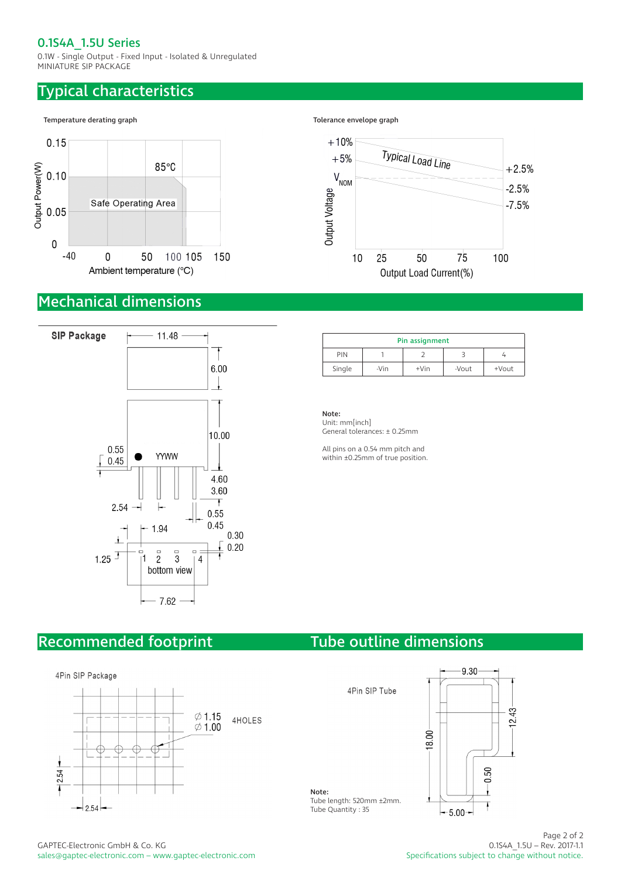## Typical characteristics

**Temperature derating graph**

0.15
0.10
0.05
0
Output Power(W)
85°C
Safe Operating Area
-40 0 50 100 105 150
Ambient temperature (°C)

**Tolerance envelope graph**

+10%
+5%
$V_{NOM}$
Output Voltage
Typical Load Line
+2.5%
-2.5%
-7.5%
10 25 50 75 100
Output Load Current(%)

## Mechanical dimensions

**SIP Package**

11.48
6.00
10.00
0.55
0.45
YYWW
4.60
3.60
2.54
0.55
0.45
1.94
0.30
0.20
1.25
1 2 3 4
bottom view
7.62

| Pin assignment | | | | |
|---|---|---|---|---|
| PIN | 1 | 2 | 3 | 4 |
| Single | -Vin | +Vin | -Vout | +Vout |

**Note:**
Unit: mm[inch]
General tolerances: ± 0.25mm

All pins on a 0.54 mm pitch and within ±0.25mm of true position.

## Recommended footprint

4Pin SIP Package

∅ 1.15
∅ 1.00
4HOLES
2.54
2.54

## Tube outline dimensions

4Pin SIP Tube

9.30
18.00
12.43
0.50
5.00

**Note:**
Tube length: 520mm ±2mm.
Tube Quantity : 35